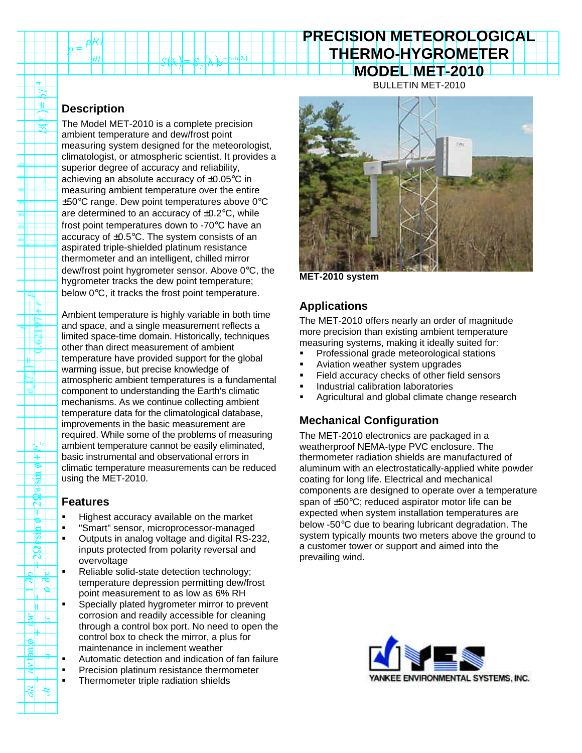# PRECISION METEOROLOGICAL THERMO-HYGROMETER MODEL MET-2010

BULLETIN MET-2010

## Description

The Model MET-2010 is a complete precision ambient temperature and dew/frost point measuring system designed for the meteorologist, climatologist, or atmospheric scientist. It provides a superior degree of accuracy and reliability, achieving an absolute accuracy of ±0.05°C in measuring ambient temperature over the entire ±50°C range. Dew point temperatures above 0°C are determined to an accuracy of ±0.2°C, while frost point temperatures down to -70°C have an accuracy of ±0.5°C. The system consists of an aspirated triple-shielded platinum resistance thermometer and an intelligent, chilled mirror dew/frost point hygrometer sensor. Above 0°C, the hygrometer tracks the dew point temperature; below 0°C, it tracks the frost point temperature.

Ambient temperature is highly variable in both time and space, and a single measurement reflects a limited space-time domain. Historically, techniques other than direct measurement of ambient temperature have provided support for the global warming issue, but precise knowledge of atmospheric ambient temperatures is a fundamental component to understanding the Earth's climatic mechanisms. As we continue collecting ambient temperature data for the climatological database, improvements in the basic measurement are required. While some of the problems of measuring ambient temperature cannot be easily eliminated, basic instrumental and observational errors in climatic temperature measurements can be reduced using the MET-2010.

## Features

- Highest accuracy available on the market
- "Smart" sensor, microprocessor-managed
- Outputs in analog voltage and digital RS-232, inputs protected from polarity reversal and overvoltage
- Reliable solid-state detection technology; temperature depression permitting dew/frost point measurement to as low as 6% RH
- Specially plated hygrometer mirror to prevent corrosion and readily accessible for cleaning through a control box port. No need to open the control box to check the mirror, a plus for maintenance in inclement weather
- Automatic detection and indication of fan failure
- Precision platinum resistance thermometer
- Thermometer triple radiation shields

**MET-2010 system**

## Applications

The MET-2010 offers nearly an order of magnitude more precision than existing ambient temperature measuring systems, making it ideally suited for:

- Professional grade meteorological stations
- Aviation weather system upgrades
- Field accuracy checks of other field sensors
- Industrial calibration laboratories
- Agricultural and global climate change research

## Mechanical Configuration

The MET-2010 electronics are packaged in a weatherproof NEMA-type PVC enclosure. The thermometer radiation shields are manufactured of aluminum with an electrostatically-applied white powder coating for long life. Electrical and mechanical components are designed to operate over a temperature span of ±50°C; reduced aspirator motor life can be expected when system installation temperatures are below -50°C due to bearing lubricant degradation. The system typically mounts two meters above the ground to a customer tower or support and aimed into the prevailing wind.

YANKEE ENVIRONMENTAL SYSTEMS, INC.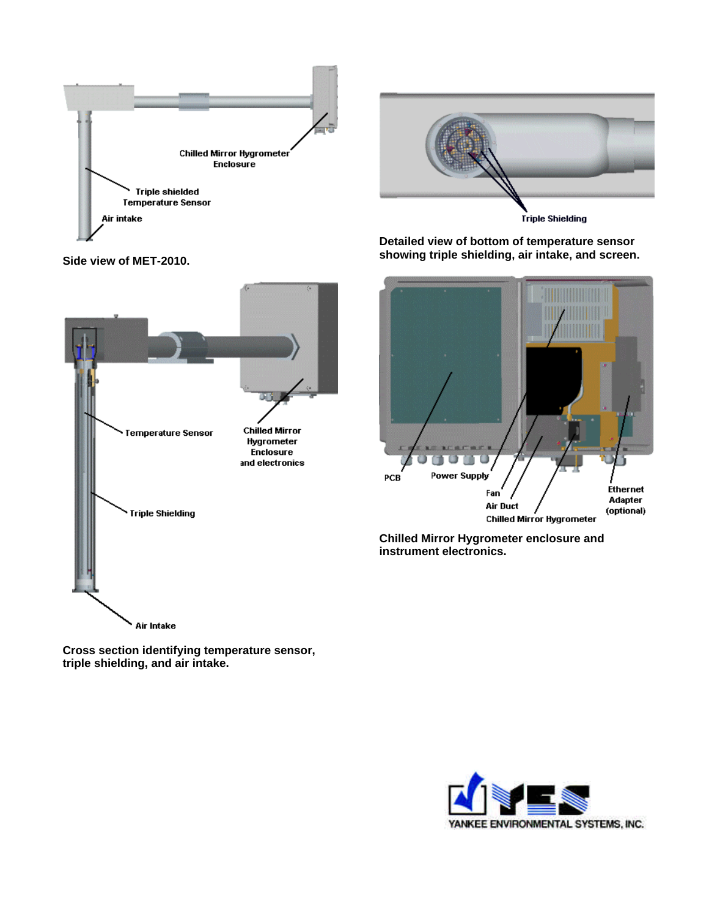Chilled Mirror Hygrometer Enclosure

Triple shielded Temperature Sensor

Air intake

Side view of MET-2010.

Triple Shielding

Detailed view of bottom of temperature sensor showing triple shielding, air intake, and screen.

Temperature Sensor

Chilled Mirror Hygrometer Enclosure and electronics

Triple Shielding

Air Intake

Cross section identifying temperature sensor, triple shielding, and air intake.

PCB

Power Supply

Fan

Air Duct

Chilled Mirror Hygrometer

Ethernet Adapter (optional)

Chilled Mirror Hygrometer enclosure and instrument electronics.

YANKEE ENVIRONMENTAL SYSTEMS, INC.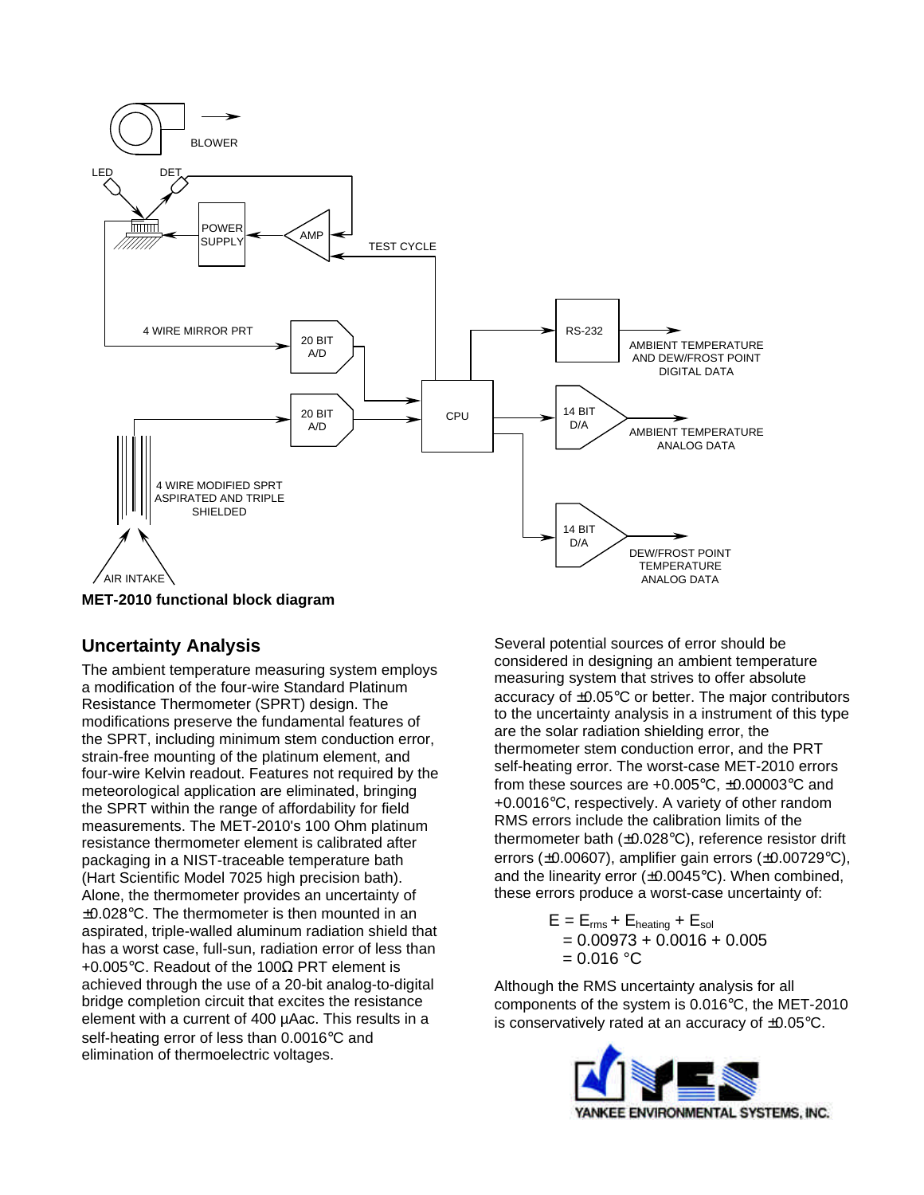**MET-2010 functional block diagram**

## Uncertainty Analysis

The ambient temperature measuring system employs a modification of the four-wire Standard Platinum Resistance Thermometer (SPRT) design. The modifications preserve the fundamental features of the SPRT, including minimum stem conduction error, strain-free mounting of the platinum element, and four-wire Kelvin readout. Features not required by the meteorological application are eliminated, bringing the SPRT within the range of affordability for field measurements. The MET-2010's 100 Ohm platinum resistance thermometer element is calibrated after packaging in a NIST-traceable temperature bath (Hart Scientific Model 7025 high precision bath). Alone, the thermometer provides an uncertainty of ±0.028°C. The thermometer is then mounted in an aspirated, triple-walled aluminum radiation shield that has a worst case, full-sun, radiation error of less than +0.005°C. Readout of the 100Ω PRT element is achieved through the use of a 20-bit analog-to-digital bridge completion circuit that excites the resistance element with a current of 400 µAac. This results in a self-heating error of less than 0.0016°C and elimination of thermoelectric voltages.

Several potential sources of error should be considered in designing an ambient temperature measuring system that strives to offer absolute accuracy of ±0.05°C or better. The major contributors to the uncertainty analysis in a instrument of this type are the solar radiation shielding error, the thermometer stem conduction error, and the PRT self-heating error. The worst-case MET-2010 errors from these sources are +0.005°C, ±0.00003°C and +0.0016°C, respectively. A variety of other random RMS errors include the calibration limits of the thermometer bath (±0.028°C), reference resistor drift errors (±0.00607), amplifier gain errors (±0.00729°C), and the linearity error (±0.0045°C). When combined, these errors produce a worst-case uncertainty of:

$$
\begin{aligned}
E &= E_{rms} + E_{heating} + E_{sol} \\
&= 0.00973 + 0.0016 + 0.005 \\
&= 0.016 \text{ °C}
\end{aligned}
$$

Although the RMS uncertainty analysis for all components of the system is 0.016°C, the MET-2010 is conservatively rated at an accuracy of ±0.05°C.

YANKEE ENVIRONMENTAL SYSTEMS, INC.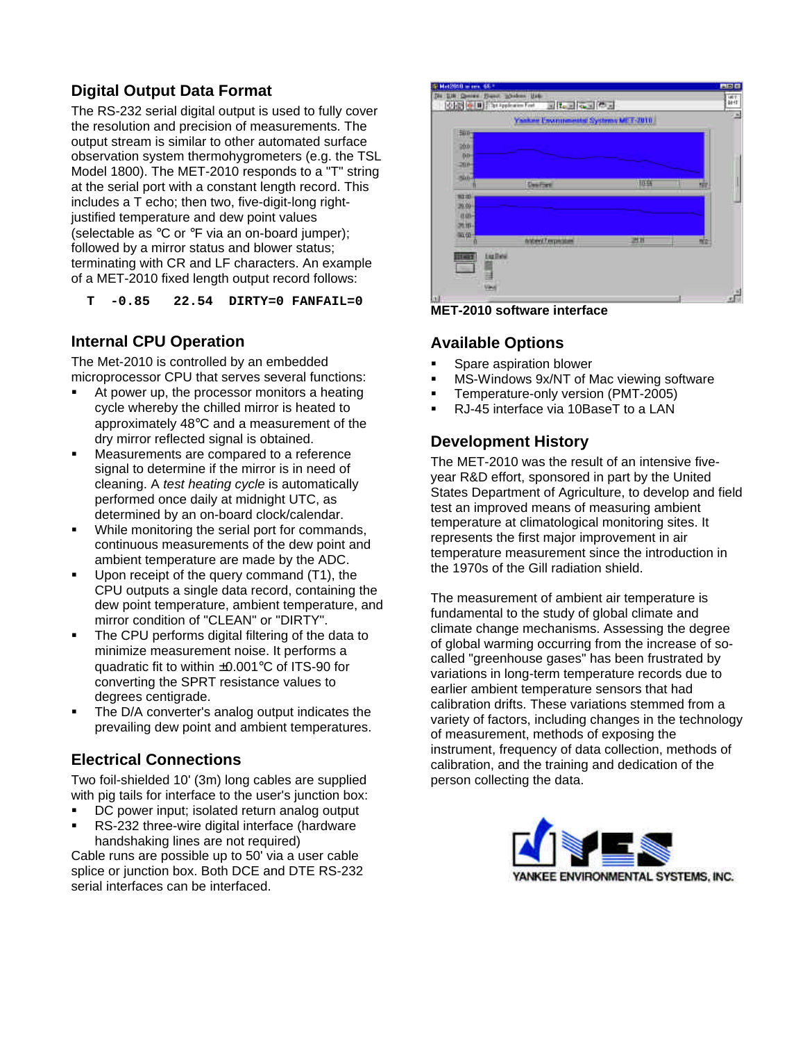## Digital Output Data Format

The RS-232 serial digital output is used to fully cover the resolution and precision of measurements. The output stream is similar to other automated surface observation system thermohygrometers (e.g. the TSL Model 1800). The MET-2010 responds to a "T" string at the serial port with a constant length record. This includes a T echo; then two, five-digit-long right-justified temperature and dew point values (selectable as °C or °F via an on-board jumper); followed by a mirror status and blower status; terminating with CR and LF characters. An example of a MET-2010 fixed length output record follows:

```
T  -0.85   22.54  DIRTY=0 FANFAIL=0
```

## Internal CPU Operation

The Met-2010 is controlled by an embedded microprocessor CPU that serves several functions:

- At power up, the processor monitors a heating cycle whereby the chilled mirror is heated to approximately 48°C and a measurement of the dry mirror reflected signal is obtained.
- Measurements are compared to a reference signal to determine if the mirror is in need of cleaning. A *test heating cycle* is automatically performed once daily at midnight UTC, as determined by an on-board clock/calendar.
- While monitoring the serial port for commands, continuous measurements of the dew point and ambient temperature are made by the ADC.
- Upon receipt of the query command (T1), the CPU outputs a single data record, containing the dew point temperature, ambient temperature, and mirror condition of "CLEAN" or "DIRTY".
- The CPU performs digital filtering of the data to minimize measurement noise. It performs a quadratic fit to within ±0.001°C of ITS-90 for converting the SPRT resistance values to degrees centigrade.
- The D/A converter's analog output indicates the prevailing dew point and ambient temperatures.

## Electrical Connections

Two foil-shielded 10' (3m) long cables are supplied with pig tails for interface to the user's junction box:

- DC power input; isolated return analog output
- RS-232 three-wire digital interface (hardware handshaking lines are not required)

Cable runs are possible up to 50' via a user cable splice or junction box. Both DCE and DTE RS-232 serial interfaces can be interfaced.

**MET-2010 software interface**

## Available Options

- Spare aspiration blower
- MS-Windows 9x/NT of Mac viewing software
- Temperature-only version (PMT-2005)
- RJ-45 interface via 10BaseT to a LAN

## Development History

The MET-2010 was the result of an intensive five-year R&D effort, sponsored in part by the United States Department of Agriculture, to develop and field test an improved means of measuring ambient temperature at climatological monitoring sites. It represents the first major improvement in air temperature measurement since the introduction in the 1970s of the Gill radiation shield.

The measurement of ambient air temperature is fundamental to the study of global climate and climate change mechanisms. Assessing the degree of global warming occurring from the increase of so-called "greenhouse gases" has been frustrated by variations in long-term temperature records due to earlier ambient temperature sensors that had calibration drifts. These variations stemmed from a variety of factors, including changes in the technology of measurement, methods of exposing the instrument, frequency of data collection, methods of calibration, and the training and dedication of the person collecting the data.

YANKEE ENVIRONMENTAL SYSTEMS, INC.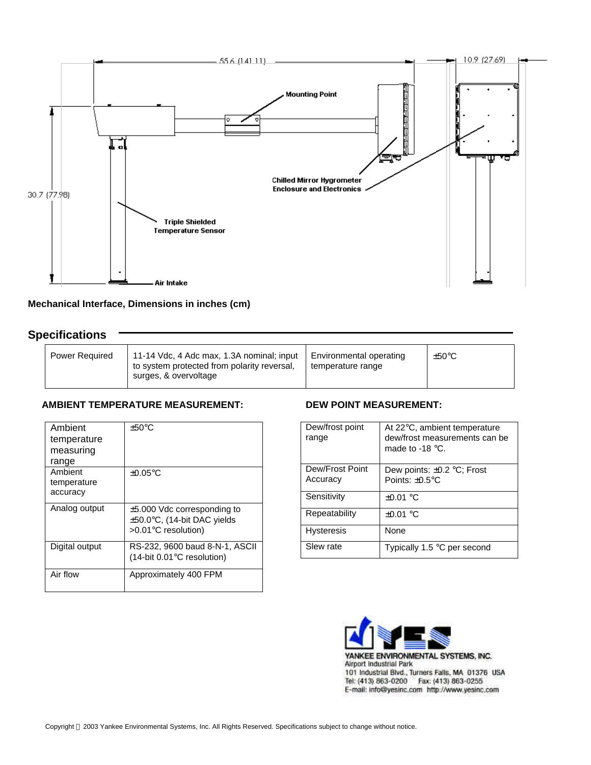55.6 (141.11)

10.9 (27.69)

30.7 (77.98)

Mounting Point

Chilled Mirror Hygrometer Enclosure and Electronics

Triple Shielded Temperature Sensor

Air Intake

**Mechanical Interface, Dimensions in inches (cm)**

## Specifications

| | | | |
|---|---|---|---|
| Power Required | 11-14 Vdc, 4 Adc max, 1.3A nominal; input to system protected from polarity reversal, surges, & overvoltage | Environmental operating temperature range | ±50°C |

### AMBIENT TEMPERATURE MEASUREMENT:

| | |
|---|---|
| Ambient temperature measuring range | ±50°C |
| Ambient temperature accuracy | ±0.05°C |
| Analog output | ±5.000 Vdc corresponding to ±50.0°C, (14-bit DAC yields >0.01°C resolution) |
| Digital output | RS-232, 9600 baud 8-N-1, ASCII (14-bit 0.01°C resolution) |
| Air flow | Approximately 400 FPM |

### DEW POINT MEASUREMENT:

| | |
|---|---|
| Dew/frost point range | At 22°C, ambient temperature dew/frost measurements can be made to -18 °C. |
| Dew/Frost Point Accuracy | Dew points: ±0.2 °C; Frost Points: ±0.5°C |
| Sensitivity | ±0.01 °C |
| Repeatability | ±0.01 °C |
| Hysteresis | None |
| Slew rate | Typically 1.5 °C per second |

YANKEE ENVIRONMENTAL SYSTEMS, INC.
Airport Industrial Park
101 Industrial Blvd., Turners Falls, MA 01376 USA
Tel: (413) 863-0200 Fax: (413) 863-0255
E-mail: info@yesinc.com http://www.yesinc.com

Copyright © 2003 Yankee Environmental Systems, Inc. All Rights Reserved. Specifications subject to change without notice.